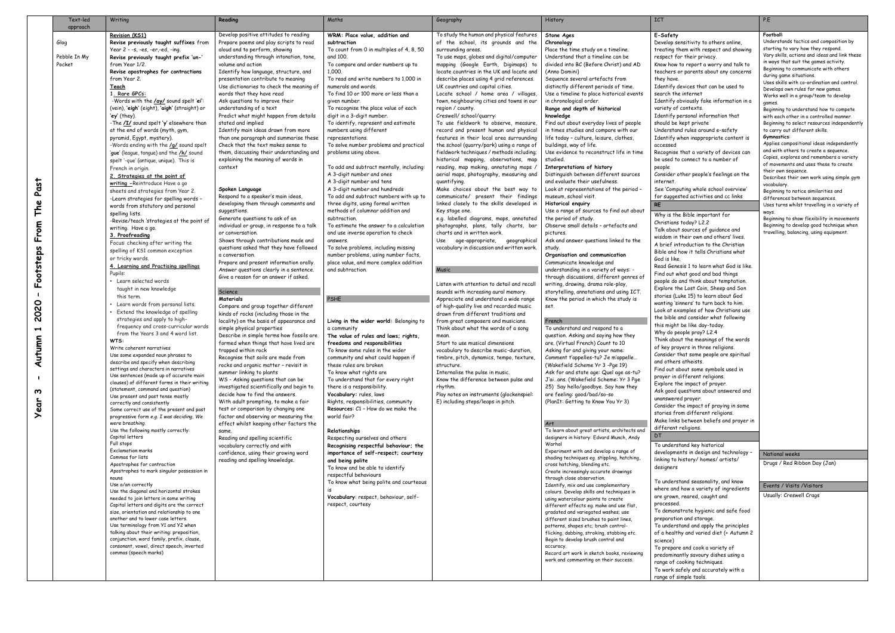# Year 3 – Autumn 1 2020 – Footsteps From The Past

## Text-led approach

Glog

Pebble In My Pocket

## Writing

**Revision (KS1)**

**Revise previously taught suffixes** from Year 2 – -s, -es, -er,-ed, -ing.

**Revise previously taught prefix 'un-'** from Year 1/2.

**Revise apostrophes for contractions** from Year 2.

**Teach**

**1. Rare GPCs:**

-Words with the **/ay/** sound spelt '**ei**' (vein), '**eigh**' (eight), '**aigh**' (straight) or '**ey**' (they).

-The **/I/** sound spelt '**y**' elsewhere than at the end of words (myth, gym, pyramid, Egypt, mystery).

-Words ending with the **/g/** sound spelt '**gue**' (league, tongue) and the **/k/** sound spelt '-que' (antique, unique). This is French in origin.

**2. Strategies at the point of writing** –Reintroduce Have a go sheets and strategies from Year 2.

-Learn strategies for spelling words – words from statutory and personal spelling lists.

-Revise/teach 'strategies at the point of writing. Have a go.

**3. Proofreading**

Focus: checking after writing the spelling of KS1 common exception or tricky words.

**4. Learning and Practising spellings**

Pupils:

- Learn selected words taught in new knowledge this term.
- Learn words from personal lists.
- Extend the knowledge of spelling strategies and apply to high-frequency and cross-curricular words from the Years 3 and 4 word list.

**WTS:**

Write coherent narratives

Use some expanded noun phrases to describe and specify when describing settings and characters in narratives

Use sentences (made up of accurate main clauses) of different forms in their writing (statement, command and question)

Use present and past tense mostly correctly and consistently

Some correct use of the present and past progressive form e.g. I was deciding, We were breathing.

Use the following mostly correctly:

Capital letters

Full stops

Exclamation marks

Commas for lists

Apostrophes for contraction

Apostrophes to mark singular possession in nouns

Use a/an correctly

Use the diagonal and horizontal strokes needed to join letters in some writing

Capital letters and digits are the correct size, orientation and relationship to one another and to lower case letters.

Use terminology from Y1 and Y2 when talking about their writing: preposition, conjunction, word family, prefix, clause, consonant, vowel, direct speech, inverted commas (speech marks)

## Reading

Develop positive attitudes to reading

Prepare poems and play scripts to read aloud and to perform, showing understanding through intonation, tone, volume and action

Identify how language, structure, and presentation contribute to meaning

Use dictionaries to check the meaning of words that they have read

Ask questions to improve their understanding of a text

Predict what might happen from details stated and implied

Identify main ideas drawn from more than one paragraph and summarise these

Check that the text makes sense to them, discussing their understanding and explaining the meaning of words in context

**Spoken Language**

Respond to a speaker's main ideas, developing them through comments and suggestions.

Generate questions to ask of an individual or group, in response to a talk or conversation.

Shows through contributions made and questions asked that they have followed a conversation.

Prepare and present information orally.

Answer questions clearly in a sentence.

Give a reason for an answer if asked.

## Science

**Materials**

Compare and group together different kinds of rocks (including those in the locality) on the basis of appearance and simple physical properties

Describe in simple terms how fossils are formed when things that have lived are trapped within rock

Recognise that soils are made from rocks and organic matter – revisit in summer linking to plants

WS - Asking questions that can be investigated scientifically and begin to decide how to find the answers.

With adult prompting, to make a fair test or comparison by changing one factor and observing or measuring the effect whilst keeping other factors the same.

Reading and spelling scientific vocabulary correctly and with confidence, using their growing word reading and spelling knowledge.

## Maths

**WRM: Place value, addition and subtraction**

To count from 0 in multiples of 4, 8, 50 and 100.

To compare and order numbers up to 1,000.

To read and write numbers to 1,000 in numerals and words.

To find 10 or 100 more or less than a given number.

To recognise the place value of each digit in a 3-digit number.

To identify, represent and estimate numbers using different representations.

To solve number problems and practical problems using above.

To add and subtract mentally, including:

A 3-digit number and ones

A 3-digit number and tens

A 3-digit number and hundreds

To add and subtract numbers with up to three digits, using formal written methods of columnar addition and subtraction.

To estimate the answer to a calculation and use inverse operation to check answers.

To solve problems, including missing number problems, using number facts, place value, and more complex addition and subtraction.

## PSHE

**Living in the wider world:** Belonging to a community

**The value of rules and laws; rights, freedoms and responsibilities**

To know some rules in the wider community and what could happen if these rules are broken

To know what rights are

To understand that for every right there is a responsibility.

**Vocabulary:** rules, laws

Rights, responsibilities, community

**Resources**: C1 – How do we make the world fair?

**Relationships**

Respecting ourselves and others

**Recognising respectful behaviour; the importance of self-respect; courtesy and being polite**

To know and be able to identify respectful behaviours

To know what being polite and courteous is

**Vocabulary**: respect, behaviour, self-respect, courtesy

## Geography

To study the human and physical features of the school, its grounds and the surrounding areas.

To use maps, globes and digital/computer mapping (Google Earth, Digimaps) to locate countries in the UK and locate and describe places using 4 grid references.

UK countries and capital cities.

Locate school / home area / villages, town, neighbouring cities and towns in our region / county.

Creswell/ school/quarry:

To use fieldwork to observe, measure, record and present human and physical features in their local area surrounding the school (quarry/park) using a range of fieldwork techniques / methods including; historical mapping, observations, map reading, map making, annotating maps / aerial maps, photography, measuring and quantifying.

Make choices about the best way to communicate/ present their findings linked closely to the skills developed in Key stage one.

e.g. labelled diagrams, maps, annotated photographs, plans, tally charts, bar charts and in written work.

Use age-appropriate, geographical vocabulary in discussion and written work.

## Music

Listen with attention to detail and recall sounds with increasing aural memory.

Appreciate and understand a wide range of high-quality live and recorded music drawn from different traditions and from great composers and musicians.

Think about what the words of a song mean.

Start to use musical dimensions vocabulary to describe music-duration, timbre, pitch, dynamics, tempo, texture, structure.

Internalise the pulse in music.

Know the difference between pulse and rhythm.

Play notes on instruments (glockenspiel: E) including steps/leaps in pitch.

## History

**Stone Ages**

**Chronology**

Place the time study on a timeline.

Understand that a timeline can be divided into BC (Before Christ) and AD (Anno Domini)

Sequence several artefacts from distinctly different periods of time.

Use a timeline to place historical events in chronological order.

**Range and depth of historical knowledge**

Find out about everyday lives of people in times studies and compare with our life today – culture, leisure, clothes, buildings, way of life.

Use evidence to reconstruct life in time studied.

**Interpretations of history**

Distinguish between different sources and evaluate their usefulness.

Look at representations of the period – museum, school visit.

**Historical enquiry**

Use a range of sources to find out about the period of study.

Observe small details – artefacts and pictures.

Ask and answer questions linked to the study.

**Organisation and communication**

Communicate knowledge and understanding in a variety of ways: - through discussions, different genres of writing, drawing, drama role-play, storytelling, annotations and using ICT.

Know the period in which the study is set.

## French

To understand and respond to a question. Asking and saying how they are. (Virtual French) Count to 10

Asking for and giving your name:

Comment t'appelles-tu? Je m'appelle… (Wakefield Scheme Yr 3 –Pge 19)

Ask for and state age: Quel age as-tu? J'ai…ans. (Wakefield Scheme: Yr 3 Pge 25) Say hello/goodbye. Say how they are feeling: good/bad/so-so

(PlanIt: Getting to Know You Yr 3)

## Art

To learn about great artists, architects and designers in history: Edvard Munch, Andy Warhol

Experiment with and develop a range of shading techniques eg. stippling, hatching, cross hatching, blending etc.

Create increasingly accurate drawings through close observation.

Identify, mix and use complementary colours. Develop skills and techniques in using watercolour paints to create different effects eg. make and use flat, gradated and variegated washes; use different sized brushes to paint lines, patterns, shapes etc; brush control-flicking, dabbing, stroking, stabbing etc.

Begin to develop brush control and accuracy.

Record art work in sketch books, reviewing work and commenting on their success.

## ICT

**E-Safety**

Develop sensitivity to others online, treating them with respect and showing respect for their privacy.

Know how to report a worry and talk to teachers or parents about any concerns they have.

Identify devices that can be used to search the internet

Identify obviously fake information in a variety of contexts.

Identify personal information that should be kept private

Understand rules around e-safety

Identify when inappropriate content is accessed

Recognise that a variety of devices can be used to connect to a number of people

Consider other people's feelings on the internet.

See 'Computing whole school overview' for suggested activities and cc links

## RE

Why is the Bible important for Christians today? L2.2

Talk about sources of guidance and wisdom in their own and others' lives.

A brief introduction to the Christian Bible and how it tells Christians what God is like.

Read Genesis 1 to learn what God is like.

Find out what good and bad things people do and think about temptation.

Explore the Lost Coin, Sheep and Son stories (Luke 15) to learn about God wanting 'sinners' to turn back to him.

Look at examples of how Christians use the bible and consider what following this might be like day-today.

Why do people pray? L2.4

Think about the meanings of the words of key prayers in three religions.

Consider that some people are spiritual and others atheists.

Find out about some symbols used in prayer in different religions.

Explore the impact of prayer.

Ask good questions about answered and unanswered prayer.

Consider the impact of praying in some stories from different religions.

Make links between beliefs and prayer in different religions.

## DT

To understand key historical developments in design and technology – linking to history/ homes/ artists/ designers

To understand seasonality, and know where and how a variety of ingredients are grown, reared, caught and processed.

To demonstrate hygienic and safe food preparation and storage.

To understand and apply the principles of a healthy and varied diet (+ Autumn 2 science)

To prepare and cook a variety of predominantly savoury dishes using a range of cooking techniques.

To work safely and accurately with a range of simple tools.

## P.E

**Football**:

Understands tactics and composition by starting to vary how they respond.

Vary skills, actions and ideas and link these in ways that suit the games activity.

Beginning to communicate with others during game situations.

Uses skills with co-ordination and control.

Develops own rules for new games.

Works well in a group/team to develop games.

Beginning to understand how to compete with each other in a controlled manner.

Beginning to select resources independently to carry out different skills.

**Gymnastics**:

Applies compositional ideas independently and with others to create a sequence.

Copies, explores and remembers a variety of movements and uses these to create their own sequence.

Describes their own work using simple gym vocabulary.

Beginning to notice similarities and differences between sequences.

Uses turns whilst travelling in a variety of ways.

Beginning to show flexibility in movements

Beginning to develop good technique when travelling, balancing, using equipment.

## National weeks

Drugs / Red Ribbon Day (Jan)

## Events / Visits /Visitors

Usually: Creswell Crags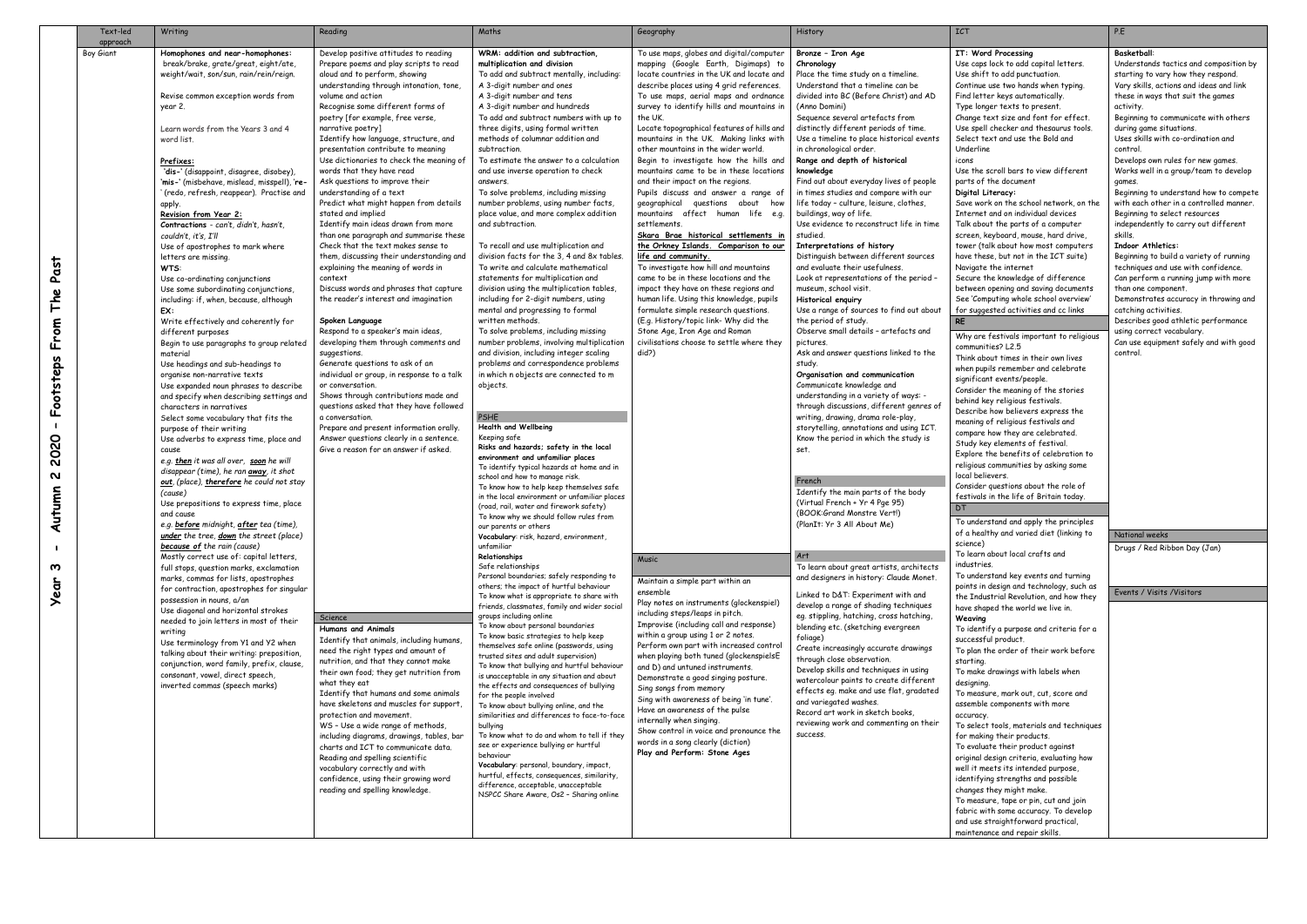# Year 3 – Autumn 2 2020 – Footsteps From The Past

| Text-led approach | Writing | Reading | Maths | Geography | History | ICT | P.E |
|---|---|---|---|---|---|---|---|
| Boy Giant | **Homophones and near-homophones:** break/brake, grate/great, eight/ate, weight/wait, son/sun, rain/rein/reign.<br><br>Revise common exception words from year 2.<br><br>Learn words from the Years 3 and 4 word list.<br><br>**Prefixes:**<br>'dis-' (disappoint, disagree, disobey), 'mis-' (misbehave, mislead, misspell), 're-' (redo, refresh, reappear). Practise and apply.<br>**Revision from Year 2:**<br>**Contractions** – can't, didn't, hasn't, couldn't, it's, I'll<br>Use of apostrophes to mark where letters are missing.<br>**WTS:**<br>Use co-ordinating conjunctions<br>Use some subordinating conjunctions, including: if, when, because, although<br>**EX:**<br>Write effectively and coherently for different purposes<br>Begin to use paragraphs to group related material<br>Use headings and sub-headings to organise non-narrative texts<br>Use expanded noun phrases to describe and specify when describing settings and characters in narratives<br>Select some vocabulary that fits the purpose of their writing<br>Use adverbs to express time, place and cause<br>*e.g.* ***then*** *it was all over,* ***soon*** *he will disappear (time), he ran* ***away****, it shot* ***out****, (place),* ***therefore*** *he could not stay (cause)*<br>Use prepositions to express time, place and cause<br>*e.g.* ***before*** *midnight,* ***after*** *tea (time),* ***under*** *the tree,* ***down*** *the street (place)* ***because of*** *the rain (cause)*<br>Mostly correct use of: capital letters, full stops, question marks, exclamation marks, commas for lists, apostrophes for contraction, apostrophes for singular possession in nouns, a/an<br>Use diagonal and horizontal strokes needed to join letters in most of their writing<br>Use terminology from Y1 and Y2 when talking about their writing: preposition, conjunction, word family, prefix, clause, consonant, vowel, direct speech, inverted commas (speech marks) | Develop positive attitudes to reading<br>Prepare poems and play scripts to read aloud and to perform, showing understanding through intonation, tone, volume and action<br>Recognise some different forms of poetry [for example, free verse, narrative poetry]<br>Identify how language, structure, and presentation contribute to meaning<br>Use dictionaries to check the meaning of words that they have read<br>Ask questions to improve their understanding of a text<br>Predict what might happen from details stated and implied<br>Identify main ideas drawn from more than one paragraph and summarise these<br>Check that the text makes sense to them, discussing their understanding and explaining the meaning of words in context<br>Discuss words and phrases that capture the reader's interest and imagination<br><br>**Spoken Language**<br>Respond to a speaker's main ideas, developing them through comments and suggestions.<br>Generate questions to ask of an individual or group, in response to a talk or conversation.<br>Shows through contributions made and questions asked that they have followed a conversation.<br>Prepare and present information orally.<br>Answer questions clearly in a sentence.<br>Give a reason for an answer if asked.<br><br>**Science**<br>**Humans and Animals**<br>Identify that animals, including humans, need the right types and amount of nutrition, and that they cannot make their own food; they get nutrition from what they eat<br>Identify that humans and some animals have skeletons and muscles for support, protection and movement.<br>WS – Use a wide range of methods, including diagrams, drawings, tables, bar charts and ICT to communicate data.<br>Reading and spelling scientific vocabulary correctly and with confidence, using their growing word reading and spelling knowledge. | **WRM: addition and subtraction, multiplication and division**<br>To add and subtract mentally, including:<br>A 3-digit number and ones<br>A 3-digit number and tens<br>A 3-digit number and hundreds<br>To add and subtract numbers with up to three digits, using formal written methods of columnar addition and subtraction.<br>To estimate the answer to a calculation and use inverse operation to check answers.<br>To solve problems, including missing number problems, using number facts, place value, and more complex addition and subtraction.<br><br>To recall and use multiplication and division facts for the 3, 4 and 8x tables.<br>To write and calculate mathematical statements for multiplication and division using the multiplication tables, including for 2-digit numbers, using mental and progressing to formal written methods.<br>To solve problems, including missing number problems, involving multiplication and division, including integer scaling problems and correspondence problems in which n objects are connected to m objects.<br><br>**PSHE**<br>**Health and Wellbeing**<br>Keeping safe<br>**Risks and hazards; safety in the local environment and unfamiliar places**<br>To identify typical hazards at home and in school and how to manage risk.<br>To know how to help keep themselves safe in the local environment or unfamiliar places (road, rail, water and firework safety)<br>To know why we should follow rules from our parents or others<br>**Vocabulary**: risk, hazard, environment, unfamiliar<br>**Relationships**<br>Safe relationships<br>Personal boundaries; safely responding to others; the impact of hurtful behaviour<br>To know what is appropriate to share with friends, classmates, family and wider social groups including online<br>To know about personal boundaries<br>To know basic strategies to help keep themselves safe online (passwords, using trusted sites and adult supervision)<br>To know that bullying and hurtful behaviour is unacceptable in any situation and about the effects and consequences of bullying for the people involved<br>To know about bullying online, and the similarities and differences to face-to-face bullying<br>To know what to do and whom to tell if they see or experience bullying or hurtful behaviour<br>**Vocabulary**: personal, boundary, impact, hurtful, effects, consequences, similarity, difference, acceptable, unacceptable<br>NSPCC Share Aware, Os2 – Sharing online | To use maps, globes and digital/computer mapping (Google Earth, Digimaps) to locate countries in the UK and locate and describe places using 4 grid references.<br>To use maps, aerial maps and ordnance survey to identify hills and mountains in the UK.<br>Locate topographical features of hills and mountains in the UK. Making links with other mountains in the wider world.<br>Begin to investigate how the hills and mountains came to be in these locations and their impact on the regions.<br>Pupils discuss and answer a range of geographical questions about how mountains affect human life e.g. settlements.<br>**Skara Brae historical settlements in the Orkney Islands. Comparison to our life and community.**<br>To investigate how hill and mountains came to be in these locations and the impact they have on these regions and human life. Using this knowledge, pupils formulate simple research questions.<br>(E.g. History/topic link- Why did the Stone Age, Iron Age and Roman civilisations choose to settle where they did?)<br><br>**Music**<br>Maintain a simple part within an ensemble<br>Play notes on instruments (glockenspiel) including steps/leaps in pitch.<br>Improvise (including call and response) within a group using 1 or 2 notes.<br>Perform own part with increased control when playing both tuned (glockenspielsE and D) and untuned instruments.<br>Demonstrate a good singing posture.<br>Sing songs from memory<br>Sing with awareness of being 'in tune'.<br>Have an awareness of the pulse internally when singing.<br>Show control in voice and pronounce the words in a song clearly (diction)<br>**Play and Perform: Stone Ages** | **Bronze – Iron Age**<br>**Chronology**<br>Place the time study on a timeline.<br>Understand that a timeline can be divided into BC (Before Christ) and AD (Anno Domini)<br>Sequence several artefacts from distinctly different periods of time.<br>Use a timeline to place historical events in chronological order.<br>**Range and depth of historical knowledge**<br>Find out about everyday lives of people in times studies and compare with our life today – culture, leisure, clothes, buildings, way of life.<br>Use evidence to reconstruct life in time studied.<br>**Interpretations of history**<br>Distinguish between different sources and evaluate their usefulness.<br>Look at representations of the period – museum, school visit.<br>**Historical enquiry**<br>Use a range of sources to find out about the period of study.<br>Observe small details – artefacts and pictures.<br>Ask and answer questions linked to the study.<br>**Organisation and communication**<br>Communicate knowledge and understanding in a variety of ways: - through discussions, different genres of writing, drawing, drama role-play, storytelling, annotations and using ICT.<br>Know the period in which the study is set.<br><br>**French**<br>Identify the main parts of the body<br>(Virtual French + Yr 4 Pge 95)<br>(BOOK:Grand Monstre Vert!)<br>(PlanIt: Yr 3 All About Me)<br><br>**Art**<br>To learn about great artists, architects and designers in history: Claude Monet.<br><br>Linked to D&T: Experiment with and develop a range of shading techniques eg. stippling, hatching, cross hatching, blending etc. (sketching evergreen foliage)<br>Create increasingly accurate drawings through close observation.<br>Develop skills and techniques in using watercolour paints to create different effects eg. make and use flat, gradated and variegated washes.<br>Record art work in sketch books, reviewing work and commenting on their success. | **IT: Word Processing**<br>Use caps lock to add capital letters.<br>Use shift to add punctuation.<br>Continue use two hands when typing.<br>Find letter keys automatically.<br>Type longer texts to present.<br>Change text size and font for effect.<br>Use spell checker and thesaurus tools.<br>Select text and use the Bold and Underline icons<br>Use the scroll bars to view different parts of the document<br>**Digital Literacy:**<br>Save work on the school network, on the Internet and on individual devices<br>Talk about the parts of a computer screen, keyboard, mouse, hard drive, tower (talk about how most computers have these, but not in the ICT suite)<br>Navigate the internet<br>Secure the knowledge of difference between opening and saving documents<br>See 'Computing whole school overview' for suggested activities and cc links<br><br>**RE**<br>Why are festivals important to religious communities? L2.5<br>Think about times in their own lives when pupils remember and celebrate significant events/people.<br>Consider the meaning of the stories behind key religious festivals.<br>Describe how believers express the meaning of religious festivals and compare how they are celebrated.<br>Study key elements of festival.<br>Explore the benefits of celebration to religious communities by asking some local believers.<br>Consider questions about the role of festivals in the life of Britain today.<br><br>**DT**<br>To understand and apply the principles of a healthy and varied diet (linking to science)<br>To learn about local crafts and industries.<br>To understand key events and turning points in design and technology, such as the Industrial Revolution, and how they have shaped the world we live in.<br>**Weaving**<br>To identify a purpose and criteria for a successful product.<br>To plan the order of their work before starting.<br>To make drawings with labels when designing.<br>To measure, mark out, cut, score and assemble components with more accuracy.<br>To select tools, materials and techniques for making their products.<br>To evaluate their product against original design criteria, evaluating how well it meets its intended purpose, identifying strengths and possible changes they might make.<br>To measure, tape or pin, cut and join fabric with some accuracy. To develop and use straightforward practical, maintenance and repair skills. | **Basketball**:<br>Understands tactics and composition by starting to vary how they respond.<br>Vary skills, actions and ideas and link these in ways that suit the games activity.<br>Beginning to communicate with others during game situations.<br>Uses skills with co-ordination and control.<br>Develops own rules for new games.<br>Works well in a group/team to develop games.<br>Beginning to understand how to compete with each other in a controlled manner.<br>Beginning to select resources independently to carry out different skills.<br>**Indoor Athletics:**<br>Beginning to build a variety of running techniques and use with confidence.<br>Can perform a running jump with more than one component.<br>Demonstrates accuracy in throwing and catching activities.<br>Describes good athletic performance using correct vocabulary.<br>Can use equipment safely and with good control.<br><br>**National weeks**<br>Drugs / Red Ribbon Day (Jan)<br><br>**Events / Visits /Visitors** |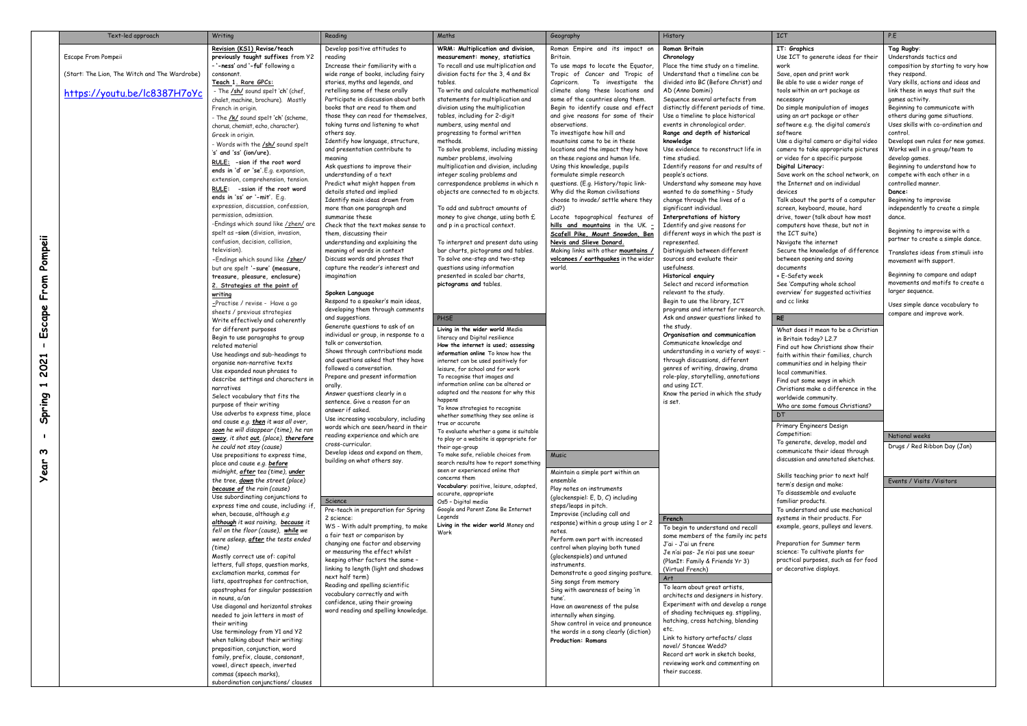| | Text-led approach | Writing | Reading | Maths | Geography | History | ICT | P.E |
|---|---|---|---|---|---|---|---|---|
| **Year 3 - Spring 1 2021 - Escape From Pompeii** | Escape From Pompeii<br><br>(Start: The Lion, The Witch and The Wardrobe)<br><br>https://youtu.be/lc8387H7oYc | **Revision (KS1) Revise/teach** previously taught suffixes from Y2 – '-ness' and '-ful' following a consonant.<br>**Teach 1. Rare GPCs:**<br>- The **/sh/** sound spelt '**ch**' (chef, chalet, machine, brochure). Mostly French in origin.<br>- The **/k/** sound spelt '**ch**' (scheme, chorus, chemist, echo, character). Greek in origin.<br>- Words with the **/sh/** sound spelt 's' and 'ss' (ion/ure).<br>**RULE: -sion if the root word ends in 'd' or 'se'**. E.g. expansion, extension, comprehension, tension.<br>**RULE: -ssion if the root word ends in 'ss' or '-mit'**. E.g. expression, discussion, confession, permission, admission.<br>-Endings which sound like **/zhen/** are spelt as **–sion** (division, invasion, confusion, decision, collision, television).<br>–Endings which sound like **/zher/** but are spelt **'-sure' (measure, treasure, pleasure, enclosure)**<br>**2. Strategies at the point of writing**<br>–Practise / revise - Have a go sheets / previous strategies<br>Write effectively and coherently for different purposes<br>Begin to use paragraphs to group related material<br>Use headings and sub-headings to organise non-narrative texts<br>Use expanded noun phrases to describe settings and characters in narratives<br>Select vocabulary that fits the purpose of their writing<br>Use adverbs to express time, place and cause e.g. ***then*** it was all over, ***soon*** he will disappear (time), he ran ***away***, it shot ***out***, (place), ***therefore*** he could not stay (cause)<br>Use prepositions to express time, place and cause e.g. ***before*** midnight, ***after*** tea (time), ***under*** the tree, ***down*** the street (place) ***because of*** the rain (cause)<br>Use subordinating conjunctions to express time and cause, including: if, when, because, although e.g ***although*** it was raining, ***because*** it fell on the floor (cause), ***while*** we were asleep, ***after*** the tests ended (time)<br>Mostly correct use of: capital letters, full stops, question marks, exclamation marks, commas for lists, apostrophes for contraction, apostrophes for singular possession in nouns, a/an<br>Use diagonal and horizontal strokes needed to join letters in most of their writing<br>Use terminology from Y1 and Y2 when talking about their writing: preposition, conjunction, word family, prefix, clause, consonant, vowel, direct speech, inverted commas (speech marks), subordination conjunctions/ clauses | Develop positive attitudes to reading<br>Increase their familiarity with a wide range of books, including fairy stories, myths and legends, and retelling some of these orally<br>Participate in discussion about both books that are read to them and those they can read for themselves, taking turns and listening to what others say.<br>Identify how language, structure, and presentation contribute to meaning<br>Ask questions to improve their understanding of a text<br>Predict what might happen from details stated and implied<br>Identify main ideas drawn from more than one paragraph and summarise these<br>Check that the text makes sense to them, discussing their understanding and explaining the meaning of words in context<br>Discuss words and phrases that capture the reader's interest and imagination<br><br>**Spoken Language**<br>Respond to a speaker's main ideas, developing them through comments and suggestions.<br>Generate questions to ask of an individual or group, in response to a talk or conversation.<br>Shows through contributions made and questions asked that they have followed a conversation.<br>Prepare and present information orally.<br>Answer questions clearly in a sentence. Give a reason for an answer if asked.<br>Use increasing vocabulary, including words which are seen/heard in their reading experience and which are cross-curricular.<br>Develop ideas and expand on them, building on what others say.<br><br>**Science**<br>Pre-teach in preparation for Spring 2 science:<br>WS - With adult prompting, to make a fair test or comparison by changing one factor and observing or measuring the effect whilst keeping other factors the same – linking to length (light and shadows next half term)<br>Reading and spelling scientific vocabulary correctly and with confidence, using their growing word reading and spelling knowledge. | **WRM: Multiplication and division, measurement: money, statistics**<br>To recall and use multiplication and division facts for the 3, 4 and 8x tables.<br>To write and calculate mathematical statements for multiplication and division using the multiplication tables, including for 2-digit numbers, using mental and progressing to formal written methods.<br>To solve problems, including missing number problems, involving multiplication and division, including integer scaling problems and correspondence problems in which n objects are connected to m objects.<br><br>To add and subtract amounts of money to give change, using both £ and p in a practical context.<br><br>To interpret and present data using bar charts, pictograms and tables.<br>To solve one-step and two-step questions using information presented in scaled bar charts, **pictograms and** tables.<br><br>**PHSE**<br>**Living in the wider world** Media literacy and Digital resilience<br>**How the internet is used; assessing information online** To know how the internet can be used positively for leisure, for school and for work<br>To recognise that images and information online can be altered or adapted and the reasons for why this happens<br>To know strategies to recognise whether something they see online is true or accurate<br>To evaluate whether a game is suitable to play or a website is appropriate for their age-group<br>To make safe, reliable choices from search results how to report something seen or experienced online that concerns them<br>**Vocabulary**: positive, leisure, adapted, accurate, appropriate<br>Os5 - Digital media<br>Google and Parent Zone Be Internet Legends<br>**Living in the wider world** Money and Work | Roman Empire and its impact on Britain.<br>To use maps to locate the Equator, Tropic of Cancer and Tropic of Capricorn. To investigate the climate along these locations and some of the countries along them.<br>Begin to identify cause and effect and give reasons for some of their observations.<br>To investigate how hill and mountains came to be in these locations and the impact they have on these regions and human life.<br>Using this knowledge, pupils formulate simple research questions. (E.g. History/topic link- Why did the Roman civilisations choose to invade/ settle where they did?)<br>Locate topographical features of **hills and mountains** in the UK. – **Scafell Pike, Mount Snowdon, Ben Nevis and Slieve Donard.**<br>Making links with other **mountains / volcanoes / earthquakes** in the wider world.<br><br>**Music**<br>Maintain a simple part within an ensemble<br>Play notes on instruments (glockenspiel: E, D, C) including steps/leaps in pitch.<br>Improvise (including call and response) within a group using 1 or 2 notes.<br>Perform own part with increased control when playing both tuned (glockenspiels) and untuned instruments.<br>Demonstrate a good singing posture.<br>Sing songs from memory<br>Sing with awareness of being 'in tune'.<br>Have an awareness of the pulse internally when singing.<br>Show control in voice and pronounce the words in a song clearly (diction)<br>**Production: Romans** | **Roman Britain**<br>**Chronology**<br>Place the time study on a timeline.<br>Understand that a timeline can be divided into BC (Before Christ) and AD (Anno Domini)<br>Sequence several artefacts from distinctly different periods of time.<br>Use a timeline to place historical events in chronological order.<br>**Range and depth of historical knowledge**<br>Use evidence to reconstruct life in time studied.<br>Identify reasons for and results of people's actions.<br>Understand why someone may have wanted to do something – Study change through the lives of a significant individual.<br>**Interpretations of history**<br>Identify and give reasons for different ways in which the past is represented.<br>Distinguish between different sources and evaluate their usefulness.<br>**Historical enquiry**<br>Select and record information relevant to the study.<br>Begin to use the library, ICT programs and internet for research.<br>Ask and answer questions linked to the study.<br>**Organisation and communication**<br>Communicate knowledge and understanding in a variety of ways: - through discussions, different genres of writing, drawing, drama role-play, storytelling, annotations and using ICT.<br>Know the period in which the study is set.<br><br>**French**<br>To begin to understand and recall some members of the family inc pets<br>J'ai - J'ai un frere<br>Je n'ai pas- Je n'ai pas une soeur<br>(PlanIt: Family & Friends Yr 3)<br>(Virtual French)<br><br>**Art**<br>To learn about great artists, architects and designers in history.<br>Experiment with and develop a range of shading techniques eg. stippling, hatching, cross hatching, blending etc.<br>Link to history artefacts/ class novel/ Stancee Wedd?<br>Record art work in sketch books, reviewing work and commenting on their success. | **IT: Graphics**<br>Use ICT to generate ideas for their work<br>Save, open and print work<br>Be able to use a wider range of tools within an art package as necessary<br>Do simple manipulation of images using an art package or other software e.g. the digital camera's software<br>Use a digital camera or digital video camera to take appropriate pictures or video for a specific purpose<br>**Digital Literacy:**<br>Save work on the school network, on the Internet and on individual devices<br>Talk about the parts of a computer screen, keyboard, mouse, hard drive, tower (talk about how most computers have these, but not in the ICT suite)<br>Navigate the internet<br>Secure the knowledge of difference between opening and saving documents<br>+ E-Safety week<br>See 'Computing whole school overview' for suggested activities and cc links<br><br>**RE**<br>What does it mean to be a Christian in Britain today? L2.7<br>Find out how Christians show their faith within their families, church communities and in helping their local communities.<br>Find out some ways in which Christians make a difference in the worldwide community.<br>Who are some famous Christians?<br><br>**DT**<br>Primary Engineers Design Competition:<br>To generate, develop, model and communicate their ideas through discussion and annotated sketches.<br><br>Skills teaching prior to next half term's design and make:<br>To disassemble and evaluate familiar products.<br>To understand and use mechanical systems in their products. For example, gears, pulleys and levers.<br><br>Preparation for Summer term science: To cultivate plants for practical purposes, such as for food or decorative displays. | **Tag Rugby**:<br>Understands tactics and composition by starting to vary how they respond.<br>Vary skills, actions and ideas and link these in ways that suit the games activity.<br>Beginning to communicate with others during game situations.<br>Uses skills with co-ordination and control.<br>Develops own rules for new games.<br>Works well in a group/team to develop games.<br>Beginning to understand how to compete with each other in a controlled manner.<br>**Dance:**<br>Beginning to improvise independently to create a simple dance.<br><br>Beginning to improvise with a partner to create a simple dance.<br><br>Translates ideas from stimuli into movement with support.<br><br>Beginning to compare and adapt movements and motifs to create a larger sequence.<br><br>Uses simple dance vocabulary to compare and improve work.<br><br>National weeks<br>Drugs / Red Ribbon Day (Jan)<br><br>Events / Visits /Visitors |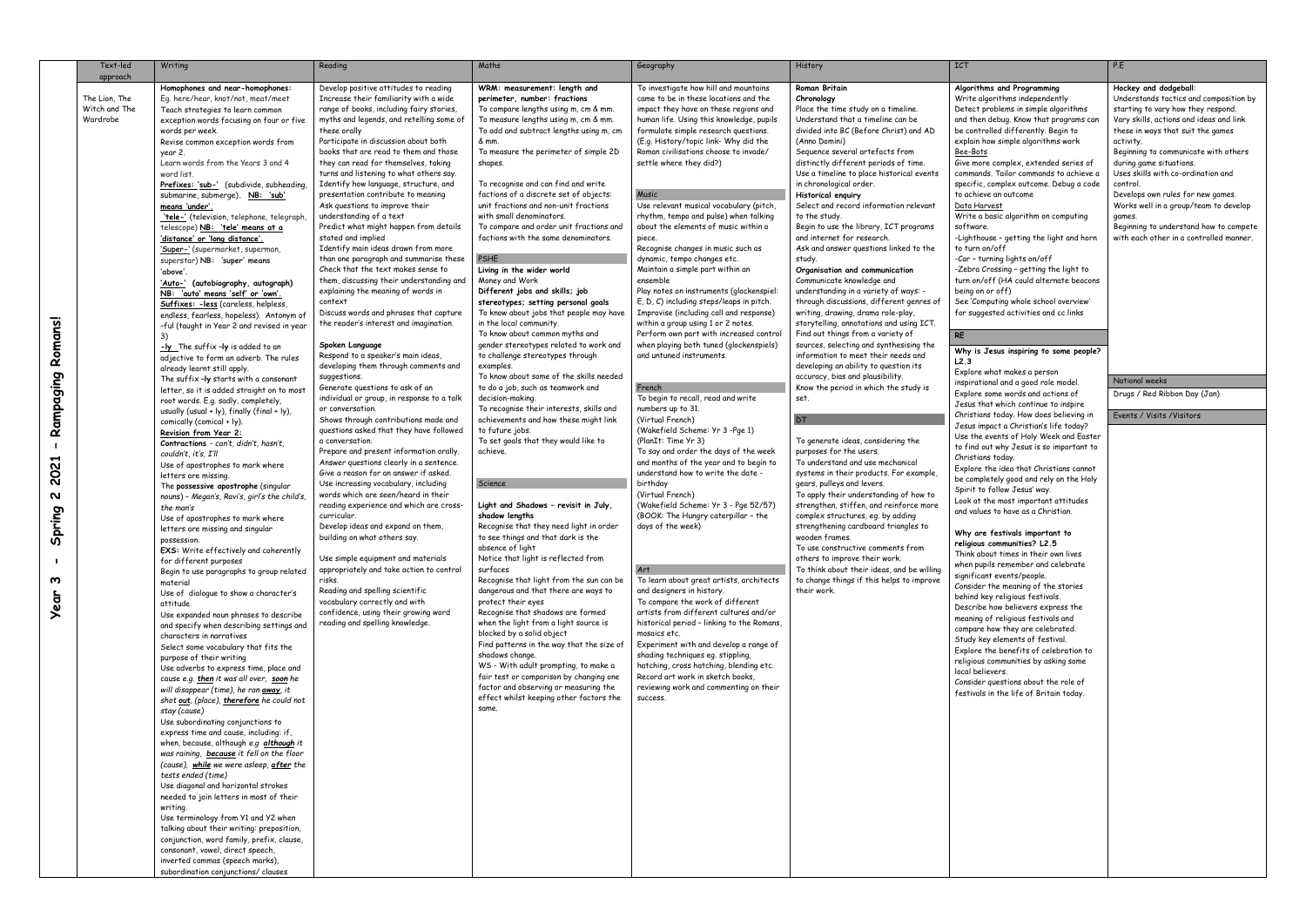# Year 3 - Spring 2 2021 - Rampaging Romans!

| Text-led approach | Writing | Reading | Maths | Geography | History | ICT | P.E |
|---|---|---|---|---|---|---|---|
| The Lion, The Witch and The Wardrobe | **Homophones and near-homophones:** Eg. here/hear, knot/not, meat/meet<br>Teach strategies to learn common exception words focusing on four or five words per week.<br>Revise common exception words from year 2.<br>Learn words from the Years 3 and 4 word list.<br>**Prefixes: 'sub-'** (subdivide, subheading, submarine, submerge). **NB: 'sub' means 'under'.**<br>**'tele-'** (television, telephone, telegraph, telescope) **NB: 'tele' means at a 'distance' or 'long distance'.**<br>**'Super-'** (supermarket, superman, superstar) **NB: 'super' means 'above'.**<br>**'Auto-' (autobiography, autograph) NB: 'auto' means 'self' or 'own'.**<br>**Suffixes: -less** (careless, helpless, endless, fearless, hopeless). Antonym of -ful (taught in Year 2 and revised in year 3)<br>**-ly** The suffix **-ly** is added to an adjective to form an adverb. The rules already learnt still apply.<br>The suffix **-ly** starts with a consonant letter, so it is added straight on to most root words. E.g. sadly, completely, usually (usual + ly), finally (final + ly), comically (comical + ly).<br>**Revision from Year 2:**<br>**Contractions** - *can't, didn't, hasn't, couldn't, it's, I'll*<br>Use of apostrophes to mark where letters are missing.<br>The **possessive apostrophe** (singular nouns) – *Megan's, Ravi's, girl's the child's, the man's*<br>Use of apostrophes to mark where letters are missing and singular possession.<br>**EXS:** Write effectively and coherently for different purposes<br>Begin to use paragraphs to group related material<br>Use of dialogue to show a character's attitude<br>Use expanded noun phrases to describe and specify when describing settings and characters in narratives<br>Select some vocabulary that fits the purpose of their writing<br>Use adverbs to express time, place and cause e.g. ***then*** *it was all over*, ***soon*** *he will disappear (time), he ran* ***away****, it shot* ***out****, (place),* ***therefore*** *he could not stay (cause)*<br>Use subordinating conjunctions to express time and cause, including: if, when, because, although e.g. ***although*** *it was raining,* ***because*** *it fell on the floor (cause),* ***while*** *we were asleep,* ***after*** *the tests ended (time)*<br>Use diagonal and horizontal strokes needed to join letters in most of their writing.<br>Use terminology from Y1 and Y2 when talking about their writing: preposition, conjunction, word family, prefix, clause, consonant, vowel, direct speech, inverted commas (speech marks), subordination conjunctions/ clauses | Develop positive attitudes to reading<br>Increase their familiarity with a wide range of books, including fairy stories, myths and legends, and retelling some of these orally<br>Participate in discussion about both books that are read to them and those they can read for themselves, taking turns and listening to what others say.<br>Identify how language, structure, and presentation contribute to meaning<br>Ask questions to improve their understanding of a text<br>Predict what might happen from details stated and implied<br>Identify main ideas drawn from more than one paragraph and summarise these<br>Check that the text makes sense to them, discussing their understanding and explaining the meaning of words in context<br>Discuss words and phrases that capture the reader's interest and imagination.<br><br>**Spoken Language**<br>Respond to a speaker's main ideas, developing them through comments and suggestions.<br>Generate questions to ask of an individual or group, in response to a talk or conversation.<br>Shows through contributions made and questions asked that they have followed a conversation.<br>Prepare and present information orally.<br>Answer questions clearly in a sentence.<br>Give a reason for an answer if asked.<br>Use increasing vocabulary, including words which are seen/heard in their reading experience and which are cross-curricular.<br>Develop ideas and expand on them, building on what others say.<br><br>Use simple equipment and materials appropriately and take action to control risks.<br>Reading and spelling scientific vocabulary correctly and with confidence, using their growing word reading and spelling knowledge. | **WRM: measurement: length and perimeter, number: fractions**<br>To compare lengths using m, cm & mm.<br>To measure lengths using m, cm & mm.<br>To add and subtract lengths using m, cm & mm.<br>To measure the perimeter of simple 2D shapes.<br><br>To recognise and can find and write fractions of a discrete set of objects: unit fractions and non-unit fractions with small denominators.<br>To compare and order unit fractions and fractions with the same denominators.<br><br>**PSHE**<br>**Living in the wider world**<br>Money and Work<br>**Different jobs and skills; job stereotypes; setting personal goals**<br>To know about jobs that people may have in the local community.<br>To know about common myths and gender stereotypes related to work and to challenge stereotypes through examples.<br>To know about some of the skills needed to do a job, such as teamwork and decision-making.<br>To recognise their interests, skills and achievements and how these might link to future jobs.<br>To set goals that they would like to achieve.<br><br>**Science**<br>**Light and Shadows – revisit in July, shadow lengths**<br>Recognise that they need light in order to see things and that dark is the absence of light<br>Notice that light is reflected from surfaces<br>Recognise that light from the sun can be dangerous and that there are ways to protect their eyes<br>Recognise that shadows are formed when the light from a light source is blocked by a solid object<br>Find patterns in the way that the size of shadows change.<br>WS - With adult prompting, to make a fair test or comparison by changing one factor and observing or measuring the effect whilst keeping other factors the same. | To investigate how hill and mountains came to be in these locations and the impact they have on these regions and human life. Using this knowledge, pupils formulate simple research questions. (E.g. History/topic link- Why did the Roman civilisations choose to invade/ settle where they did?)<br><br>**Music**<br>Use relevant musical vocabulary (pitch, rhythm, tempo and pulse) when talking about the elements of music within a piece.<br>Recognise changes in music such as dynamic, tempo changes etc.<br>Maintain a simple part within an ensemble<br>Play notes on instruments (glockenspiel: E, D, C) including steps/leaps in pitch.<br>Improvise (including call and response) within a group using 1 or 2 notes.<br>Perform own part with increased control when playing both tuned (glockenspiels) and untuned instruments.<br><br>**French**<br>To begin to recall, read and write numbers up to 31.<br>(Virtual French)<br>(Wakefield Scheme: Yr 3 -Pge 1)<br>(PlanIt: Time Yr 3)<br>To say and order the days of the week and months of the year and to begin to understand how to write the date - birthday<br>(Virtual French)<br>(Wakefield Scheme: Yr 3 - Pge 52/57)<br>(BOOK: The Hungry caterpillar – the days of the week)<br><br>**Art**<br>To learn about great artists, architects and designers in history.<br>To compare the work of different artists from different cultures and/or historical period – linking to the Romans, mosaics etc.<br>Experiment with and develop a range of shading techniques eg. stippling, hatching, cross hatching, blending etc.<br>Record art work in sketch books, reviewing work and commenting on their success. | **Roman Britain**<br>**Chronology**<br>Place the time study on a timeline.<br>Understand that a timeline can be divided into BC (Before Christ) and AD (Anno Domini)<br>Sequence several artefacts from distinctly different periods of time.<br>Use a timeline to place historical events in chronological order.<br>**Historical enquiry**<br>Select and record information relevant to the study.<br>Begin to use the library, ICT programs and internet for research.<br>Ask and answer questions linked to the study.<br>**Organisation and communication**<br>Communicate knowledge and understanding in a variety of ways: - through discussions, different genres of writing, drawing, drama role-play, storytelling, annotations and using ICT.<br>Find out things from a variety of sources, selecting and synthesising the information to meet their needs and developing an ability to question its accuracy, bias and plausibility.<br>Know the period in which the study is set.<br><br>**DT**<br>To generate ideas, considering the purposes for the users.<br>To understand and use mechanical systems in their products. For example, gears, pulleys and levers.<br>To apply their understanding of how to strengthen, stiffen, and reinforce more complex structures, eg. by adding strengthening cardboard triangles to wooden frames.<br>To use constructive comments from others to improve their work.<br>To think about their ideas, and be willing to change things if this helps to improve their work. | **Algorithms and Programming**<br>Write algorithms independently<br>Detect problems in simple algorithms and then debug. Know that programs can be controlled differently. Begin to explain how simple algorithms work<br><u>Bee-Bots</u><br>Give more complex, extended series of commands. Tailor commands to achieve a specific, complex outcome. Debug a code to achieve an outcome<br><u>Data Harvest</u><br>Write a basic algorithm on computing software.<br>-Lighthouse – getting the light and horn to turn on/off<br>-Car – turning lights on/off<br>-Zebra Crossing – getting the light to turn on/off (HA could alternate beacons being on or off)<br>See 'Computing whole school overview' for suggested activities and cc links<br><br>**RE**<br>**Why is Jesus inspiring to some people? L2.3**<br>Explore what makes a person inspirational and a good role model.<br>Explore some words and actions of Jesus that which continue to inspire Christians today. How does believing in Jesus impact a Christian's life today?<br>Use the events of Holy Week and Easter to find out why Jesus is so important to Christians today.<br>Explore the idea that Christians cannot be completely good and rely on the Holy Spirit to follow Jesus' way.<br>Look at the most important attitudes and values to have as a Christian.<br><br>**Why are festivals important to religious communities? L2.5**<br>Think about times in their own lives when pupils remember and celebrate significant events/people.<br>Consider the meaning of the stories behind key religious festivals.<br>Describe how believers express the meaning of religious festivals and compare how they are celebrated.<br>Study key elements of festival.<br>Explore the benefits of celebration to religious communities by asking some local believers.<br>Consider questions about the role of festivals in the life of Britain today. | **Hockey and dodgeball:**<br>Understands tactics and composition by starting to vary how they respond.<br>Vary skills, actions and ideas and link these in ways that suit the games activity.<br>Beginning to communicate with others during game situations.<br>Uses skills with co-ordination and control.<br>Develops own rules for new games.<br>Works well in a group/team to develop games.<br>Beginning to understand how to compete with each other in a controlled manner.<br><br>**National weeks**<br>Drugs / Red Ribbon Day (Jan)<br><br>**Events / Visits /Visitors** |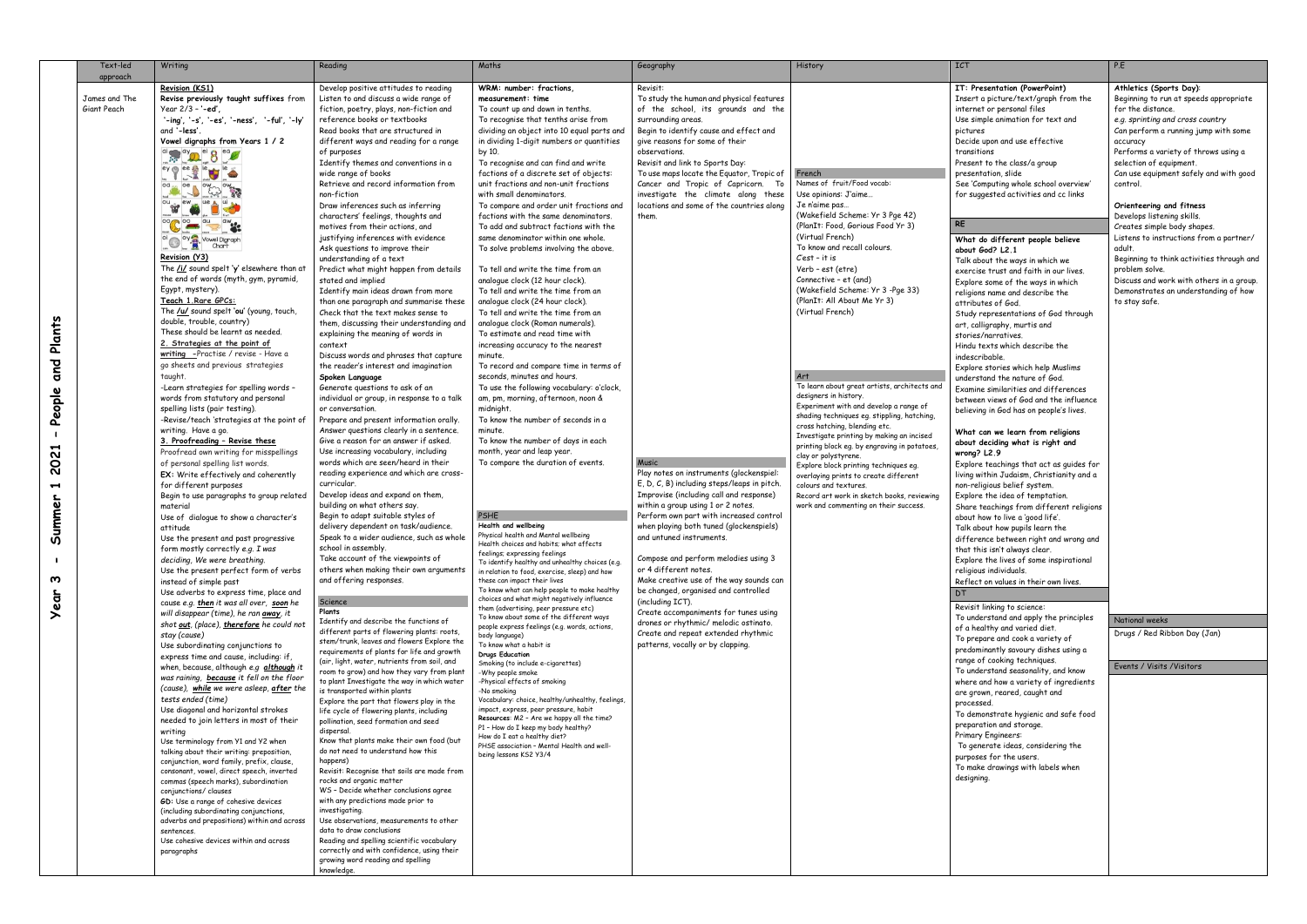# Year 3 - Summer 1 2021 - People and Plants

| Text-led approach | Writing | Reading | Maths | Geography | History | ICT | P.E |
|---|---|---|---|---|---|---|---|
| James and The Giant Peach | **Revision (KS1)**<br>**Revise previously taught suffixes** from Year 2/3 – '**-ed**', '-ing', '-s', '-es', '-ness', '-ful', '-ly' and '**-less**'.<br>**Vowel digraphs from Years 1 / 2**<br>(Vowel Digraph Chart: ai, ay, ei, ea, ey, ee, ie, ie, oa, oe, ow, ow, ou, ew, ue, ui, oo, oo, au, aw, oi, oy)<br>**Revision (Y3)**<br>The **/i/** sound spelt 'y' elsewhere than at the end of words (myth, gym, pyramid, Egypt, mystery).<br>**Teach 1.Rare GPCs:**<br>The **/u/** sound spelt '**ou**' (young, touch, double, trouble, country)<br>These should be learnt as needed.<br>**2. Strategies at the point of writing** –Practise / revise - Have a go sheets and previous strategies taught.<br>-Learn strategies for spelling words – words from statutory and personal spelling lists (pair testing).<br>-Revise/teach 'strategies at the point of writing. Have a go.<br>**3. Proofreading – Revise these**<br>Proofread own writing for misspellings of personal spelling list words.<br>**EX**: Write effectively and coherently for different purposes<br>Begin to use paragraphs to group related material<br>Use of dialogue to show a character's attitude<br>Use the present and past progressive form mostly correctly *e.g. I was deciding, We were breathing.*<br>Use the present perfect form of verbs instead of simple past<br>Use adverbs to express time, place and cause *e.g. **then** it was all over, **soon** he will disappear (time), he ran **away**, it shot **out**, (place), **therefore** he could not stay (cause)*<br>Use subordinating conjunctions to express time and cause, including: if, when, because, although *e.g. **although** it was raining, **because** it fell on the floor (cause), **while** we were asleep, **after** the tests ended (time)*<br>Use diagonal and horizontal strokes needed to join letters in most of their writing<br>Use terminology from Y1 and Y2 when talking about their writing: preposition, conjunction, word family, prefix, clause, consonant, vowel, direct speech, inverted commas (speech marks), subordination conjunctions/ clauses<br>**GD**: Use a range of cohesive devices (including subordinating conjunctions, adverbs and prepositions) within and across sentences.<br>Use cohesive devices within and across paragraphs | Develop positive attitudes to reading<br>Listen to and discuss a wide range of fiction, poetry, plays, non-fiction and reference books or textbooks<br>Read books that are structured in different ways and reading for a range of purposes<br>Identify themes and conventions in a wide range of books<br>Retrieve and record information from non-fiction<br>Draw inferences such as inferring characters' feelings, thoughts and motives from their actions, and justifying inferences with evidence<br>Ask questions to improve their understanding of a text<br>Predict what might happen from details stated and implied<br>Identify main ideas drawn from more than one paragraph and summarise these<br>Check that the text makes sense to them, discussing their understanding and explaining the meaning of words in context<br>Discuss words and phrases that capture the reader's interest and imagination<br>**Spoken Language**<br>Generate questions to ask of an individual or group, in response to a talk or conversation.<br>Prepare and present information orally.<br>Answer questions clearly in a sentence.<br>Give a reason for an answer if asked.<br>Use increasing vocabulary, including words which are seen/heard in their reading experience and which are cross-curricular.<br>Develop ideas and expand on them, building on what others say.<br>Begin to adapt suitable styles of delivery dependent on task/audience.<br>Speak to a wider audience, such as whole school in assembly.<br>Take account of the viewpoints of others when making their own arguments and offering responses.<br><br>**Science**<br>**Plants**<br>Identify and describe the functions of different parts of flowering plants: roots, stem/trunk, leaves and flowers Explore the requirements of plants for life and growth (air, light, water, nutrients from soil, and room to grow) and how they vary from plant to plant Investigate the way in which water is transported within plants<br>Explore the part that flowers play in the life cycle of flowering plants, including pollination, seed formation and seed dispersal.<br>Know that plants make their own food (but do not need to understand how this happens)<br>Revisit: Recognise that soils are made from rocks and organic matter<br>WS – Decide whether conclusions agree with any predictions made prior to investigating.<br>Use observations, measurements to other data to draw conclusions<br>Reading and spelling scientific vocabulary correctly and with confidence, using their growing word reading and spelling knowledge. | **WRM: number: fractions, measurement: time**<br>To count up and down in tenths.<br>To recognise that tenths arise from dividing an object into 10 equal parts and in dividing 1-digit numbers or quantities by 10.<br>To recognise and can find and write factions of a discrete set of objects: unit fractions and non-unit fractions with small denominators.<br>To compare and order unit fractions and factions with the same denominators.<br>To add and subtract factions with the same denominator within one whole.<br>To solve problems involving the above.<br><br>To tell and write the time from an analogue clock (12 hour clock).<br>To tell and write the time from an analogue clock (24 hour clock).<br>To tell and write the time from an analogue clock (Roman numerals).<br>To estimate and read time with increasing accuracy to the nearest minute.<br>To record and compare time in terms of seconds, minutes and hours.<br>To use the following vocabulary: o'clock, am, pm, morning, afternoon, noon & midnight.<br>To know the number of seconds in a minute.<br>To know the number of days in each month, year and leap year.<br>To compare the duration of events.<br><br>**PSHE**<br>**Health and wellbeing**<br>Physical health and Mental wellbeing<br>Health choices and habits; what affects feelings; expressing feelings<br>To identify healthy and unhealthy choices (e.g. in relation to food, exercise, sleep) and how these can impact their lives<br>To know what can help people to make healthy choices and what might negatively influence them (advertising, peer pressure etc)<br>To know about some of the different ways people express feelings (e.g. words, actions, body language)<br>To know what a habit is<br>**Drugs Education**<br>Smoking (to include e-cigarettes)<br>-Why people smoke<br>-Physical effects of smoking<br>-No smoking<br>Vocabulary: choice, healthy/unhealthy, feelings, impact, express, peer pressure, habit<br>**Resources**: M2 – Are we happy all the time?<br>P1 – How do I keep my body healthy?<br>How do I eat a healthy diet?<br>PHSE association – Mental Health and well-being lessons KS2 Y3/4 | Revisit:<br>To study the human and physical features of the school, its grounds and the surrounding areas.<br>Begin to identify cause and effect and give reasons for some of their observations.<br>Revisit and link to Sports Day:<br>To use maps locate the Equator, Tropic of Cancer and Tropic of Capricorn. To investigate the climate along these locations and some of the countries along them.<br><br>**Music**<br>Play notes on instruments (glockenspiel: E, D, C, B) including steps/leaps in pitch.<br>Improvise (including call and response) within a group using 1 or 2 notes.<br>Perform own part with increased control when playing both tuned (glockenspiels) and untuned instruments.<br><br>Compose and perform melodies using 3 or 4 different notes.<br>Make creative use of the way sounds can be changed, organised and controlled (including ICT).<br>Create accompaniments for tunes using drones or rhythmic/ melodic ostinato.<br>Create and repeat extended rhythmic patterns, vocally or by clapping. | **French**<br>Names of fruit/Food vocab:<br>Use opinions: J'aime…<br>Je n'aime pas…<br>(Wakefield Scheme: Yr 3 Pge 42)<br>(PlanIt: Food, Gorious Food Yr 3)<br>(Virtual French)<br>To know and recall colours.<br>C'est – it is<br>Verb – est (etre)<br>Connective – et (and)<br>(Wakefield Scheme: Yr 3 -Pge 33)<br>(PlanIt: All About Me Yr 3)<br>(Virtual French)<br><br>**Art**<br>To learn about great artists, architects and designers in history.<br>Experiment with and develop a range of shading techniques eg. stippling, hatching, cross hatching, blending etc.<br>Investigate printing by making an incised printing block eg. by engraving in potatoes, clay or polystyrene.<br>Explore block printing techniques eg. overlaying prints to create different colours and textures.<br>Record art work in sketch books, reviewing work and commenting on their success. | **IT: Presentation (PowerPoint)**<br>Insert a picture/text/graph from the internet or personal files<br>Use simple animation for text and pictures<br>Decide upon and use effective transitions<br>Present to the class/a group presentation, slide<br>See 'Computing whole school overview' for suggested activities and cc links<br><br>**RE**<br>**What do different people believe about God? L2.1**<br>Talk about the ways in which we exercise trust and faith in our lives.<br>Explore some of the ways in which religions name and describe the attributes of God.<br>Study representations of God through art, calligraphy, murtis and stories/narratives.<br>Hindu texts which describe the indescribable.<br>Explore stories which help Muslims understand the nature of God.<br>Examine similarities and differences between views of God and the influence believing in God has on people's lives.<br><br>**What can we learn from religions about deciding what is right and wrong? L2.9**<br>Explore teachings that act as guides for living within Judaism, Christianity and a non-religious belief system.<br>Explore the idea of temptation.<br>Share teachings from different religions about how to live a 'good life'.<br>Talk about how pupils learn the difference between right and wrong and that this isn't always clear.<br>Explore the lives of some inspirational religious individuals.<br>Reflect on values in their own lives.<br><br>**DT**<br>Revisit linking to science:<br>To understand and apply the principles of a healthy and varied diet.<br>To prepare and cook a variety of predominantly savoury dishes using a range of cooking techniques.<br>To understand seasonality, and know where and how a variety of ingredients are grown, reared, caught and processed.<br>To demonstrate hygienic and safe food preparation and storage.<br>Primary Engineers:<br>To generate ideas, considering the purposes for the users.<br>To make drawings with labels when designing. | **Athletics (Sports Day)**:<br>Beginning to run at speeds appropriate for the distance.<br>*e.g. sprinting and cross country*<br>Can perform a running jump with some accuracy<br>Performs a variety of throws using a selection of equipment.<br>Can use equipment safely and with good control.<br><br>**Orienteering and fitness**<br>Develops listening skills.<br>Creates simple body shapes.<br>Listens to instructions from a partner/ adult.<br>Beginning to think activities through and problem solve.<br>Discuss and work with others in a group.<br>Demonstrates an understanding of how to stay safe.<br><br>National weeks<br>Drugs / Red Ribbon Day (Jan)<br><br>Events / Visits /Visitors |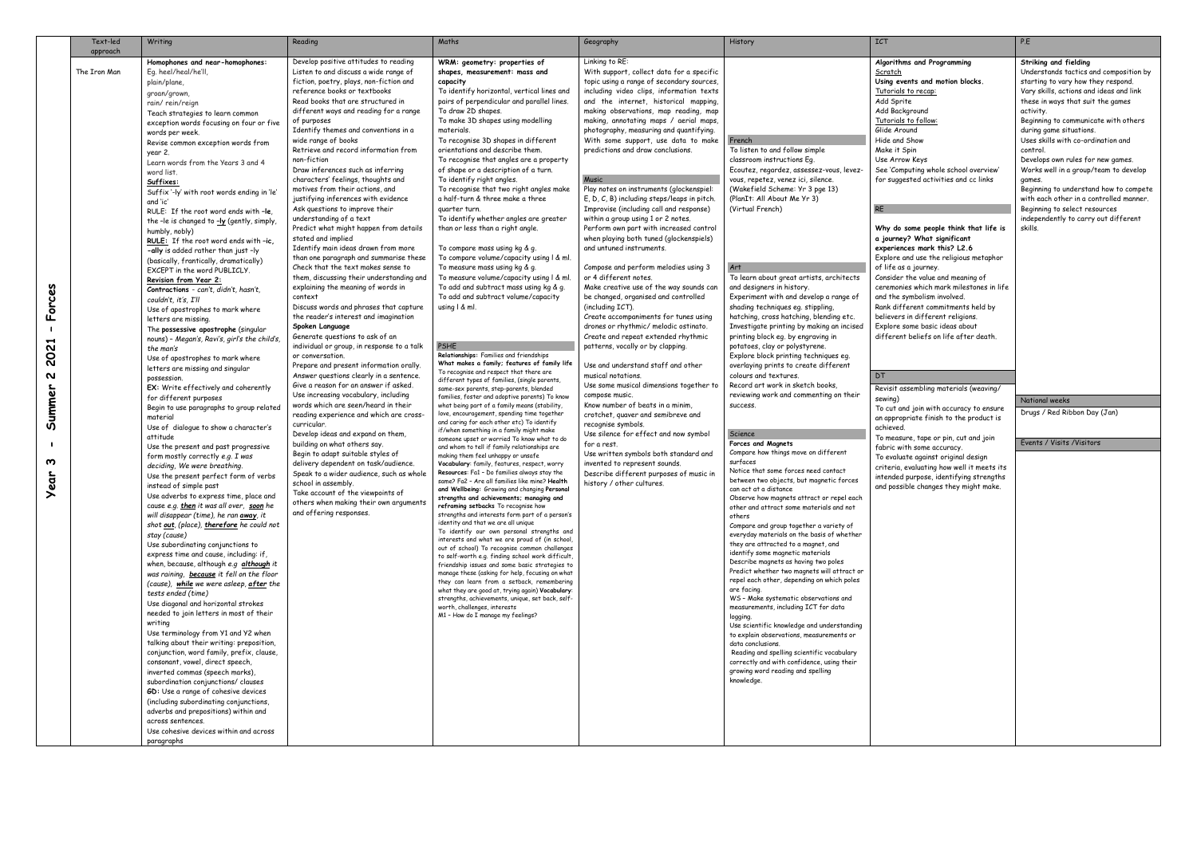| | Text-led approach | Writing | Reading | Maths | Geography | History | ICT | P.E |
|---|---|---|---|---|---|---|---|---|
| **Year 3 – Summer 2 2021 – Forces** | The Iron Man | **Homophones and near-homophones:**<br>Eg. heel/heal/he'll,<br>plain/plane,<br>groan/grown,<br>rain/ rein/reign<br>Teach strategies to learn common exception words focusing on four or five words per week.<br>Revise common exception words from year 2.<br>Learn words from the Years 3 and 4 word list.<br>**Suffixes:**<br>Suffix '-ly' with root words ending in 'le' and 'ic'<br>RULE: If the root word ends with **–le**, the –le is changed to **–ly** (gently, simply, humbly, nobly)<br>**RULE:** If the root word ends with **–ic**, **–ally** is added rather than just –ly (basically, frantically, dramatically) EXCEPT in the word PUBLICLY.<br>**Revision from Year 2:**<br>**Contractions** – *can't, didn't, hasn't, couldn't, it's, I'll*<br>Use of apostrophes to mark where letters are missing.<br>The **possessive apostrophe** (singular nouns) – *Megan's, Ravi's, girl's the child's, the man's*<br>Use of apostrophes to mark where letters are missing and singular possession.<br>**EX:** Write effectively and coherently for different purposes<br>Begin to use paragraphs to group related material<br>Use of dialogue to show a character's attitude<br>Use the present and past progressive form mostly correctly *e.g. I was deciding, We were breathing.*<br>Use the present perfect form of verbs instead of simple past<br>Use adverbs to express time, place and cause *e.g. **then** it was all over, **soon** he will disappear (time), he ran **away**, it shot **out**, (place), **therefore** he could not stay (cause)*<br>Use subordinating conjunctions to express time and cause, including: if, when, because, although *e.g **although** it was raining, **because** it fell on the floor (cause), **while** we were asleep, **after** the tests ended (time)*<br>Use diagonal and horizontal strokes needed to join letters in most of their writing<br>Use terminology from Y1 and Y2 when talking about their writing: preposition, conjunction, word family, prefix, clause, consonant, vowel, direct speech, inverted commas (speech marks), subordination conjunctions/ clauses<br>**GD:** Use a range of cohesive devices (including subordinating conjunctions, adverbs and prepositions) within and across sentences.<br>Use cohesive devices within and across paragraphs | Develop positive attitudes to reading<br>Listen to and discuss a wide range of fiction, poetry, plays, non-fiction and reference books or textbooks<br>Read books that are structured in different ways and reading for a range of purposes<br>Identify themes and conventions in a wide range of books<br>Retrieve and record information from non-fiction<br>Draw inferences such as inferring characters' feelings, thoughts and motives from their actions, and justifying inferences with evidence<br>Ask questions to improve their understanding of a text<br>Predict what might happen from details stated and implied<br>Identify main ideas drawn from more than one paragraph and summarise these<br>Check that the text makes sense to them, discussing their understanding and explaining the meaning of words in context<br>Discuss words and phrases that capture the reader's interest and imagination<br>**Spoken Language**<br>Generate questions to ask of an individual or group, in response to a talk or conversation.<br>Prepare and present information orally.<br>Answer questions clearly in a sentence.<br>Give a reason for an answer if asked.<br>Use increasing vocabulary, including words which are seen/heard in their reading experience and which are cross-curricular.<br>Develop ideas and expand on them, building on what others say.<br>Begin to adapt suitable styles of delivery dependent on task/audience.<br>Speak to a wider audience, such as whole school in assembly.<br>Take account of the viewpoints of others when making their own arguments and offering responses. | **WRM: geometry: properties of shapes, measurement: mass and capacity**<br>To identify horizontal, vertical lines and pairs of perpendicular and parallel lines.<br>To draw 2D shapes.<br>To make 3D shapes using modelling materials.<br>To recognise 3D shapes in different orientations and describe them.<br>To recognise that angles are a property of shape or a description of a turn.<br>To identify right angles.<br>To recognise that two right angles make a half-turn & three make a three quarter turn.<br>To identify whether angles are greater than or less than a right angle.<br><br>To compare mass using kg & g.<br>To compare volume/capacity using l & ml.<br>To measure mass using kg & g.<br>To measure volume/capacity using l & ml.<br>To add and subtract mass using kg & g.<br>To add and subtract volume/capacity using l & ml.<br><br>**PSHE**<br>**Relationships:** Families and friendships<br>**What makes a family; features of family life**<br>To recognise and respect that there are different types of families, (single parents, same-sex parents, step-parents, blended families, foster and adoptive parents) To know what being part of a family means (stability, love, encouragement, spending time together and caring for each other etc) To identify if/when something in a family might make someone upset or worried To know what to do and whom to tell if family relationships are making them feel unhappy or unsafe<br>**Vocabulary**: family, features, respect, worry<br>**Resources**: Fa1 – Do families always stay the same? Fa2 – Are all families like mine? **Health and Wellbeing:** Growing and changing **Personal strengths and achievements; managing and reframing setbacks** To recognise how strengths and interests form part of a person's identity and that we are all unique<br>To identify our own personal strengths and interests and what we are proud of (in school, out of school) To recognise common challenges to self-worth e.g. finding school work difficult, friendship issues and some basic strategies to manage these (asking for help, focusing on what they can learn from a setback, remembering what they are good at, trying again) **Vocabulary**: strengths, achievements, unique, set back, self-worth, challenges, interests<br>M1 – How do I manage my feelings? | Linking to RE:<br>With support, collect data for a specific topic using a range of secondary sources, including video clips, information texts and the internet, historical mapping, making observations, map reading, map making, annotating maps / aerial maps, photography, measuring and quantifying.<br>With some support, use data to make predictions and draw conclusions.<br><br>**Music**<br>Play notes on instruments (glockenspiel: E, D, C, B) including steps/leaps in pitch.<br>Improvise (including call and response) within a group using 1 or 2 notes.<br>Perform own part with increased control when playing both tuned (glockenspiels) and untuned instruments.<br><br>Compose and perform melodies using 3 or 4 different notes.<br>Make creative use of the way sounds can be changed, organised and controlled (including ICT).<br>Create accompaniments for tunes using drones or rhythmic/ melodic ostinato.<br>Create and repeat extended rhythmic patterns, vocally or by clapping.<br><br>Use and understand staff and other musical notations.<br>Use some musical dimensions together to compose music.<br>Know number of beats in a minim, crotchet, quaver and semibreve and recognise symbols.<br>Use silence for effect and now symbol for a rest.<br>Use written symbols both standard and invented to represent sounds.<br>Describe different purposes of music in history / other cultures. | **French**<br>To listen to and follow simple classroom instructions Eg.<br>Ecoutez, regardez, assessez-vous, levez-vous, repetez, venez ici, silence.<br>(Wakefield Scheme: Yr 3 pge 13)<br>(PlanIt: All About Me Yr 3)<br>(Virtual French)<br><br>**Art**<br>To learn about great artists, architects and designers in history.<br>Experiment with and develop a range of shading techniques eg. stippling, hatching, cross hatching, blending etc.<br>Investigate printing by making an incised printing block eg. by engraving in potatoes, clay or polystyrene.<br>Explore block printing techniques eg. overlaying prints to create different colours and textures.<br>Record art work in sketch books, reviewing work and commenting on their success.<br><br>**Science**<br>**Forces and Magnets**<br>Compare how things move on different surfaces<br>Notice that some forces need contact between two objects, but magnetic forces can act at a distance<br>Observe how magnets attract or repel each other and attract some materials and not others<br>Compare and group together a variety of everyday materials on the basis of whether they are attracted to a magnet, and identify some magnetic materials<br>Describe magnets as having two poles<br>Predict whether two magnets will attract or repel each other, depending on which poles are facing.<br>WS – Make systematic observations and measurements, including ICT for data logging.<br>Use scientific knowledge and understanding to explain observations, measurements or data conclusions.<br>Reading and spelling scientific vocabulary correctly and with confidence, using their growing word reading and spelling knowledge. | **Algorithms and Programming**<br>Scratch<br>**Using events and motion blocks.**<br>Tutorials to recap:<br>Add Sprite<br>Add Background<br>Tutorials to follow:<br>Glide Around<br>Hide and Show<br>Make it Spin<br>Use Arrow Keys<br>See 'Computing whole school overview' for suggested activities and cc links<br><br>**RE**<br>**Why do some people think that life is a journey? What significant experiences mark this? L2.6**<br>Explore and use the religious metaphor of life as a journey.<br>Consider the value and meaning of ceremonies which mark milestones in life and the symbolism involved.<br>Rank different commitments held by believers in different religions.<br>Explore some basic ideas about different beliefs on life after death.<br><br>**DT**<br>Revisit assembling materials (weaving/ sewing)<br>To cut and join with accuracy to ensure an appropriate finish to the product is achieved.<br>To measure, tape or pin, cut and join fabric with some accuracy.<br>To evaluate against original design criteria, evaluating how well it meets its intended purpose, identifying strengths and possible changes they might make. | **Striking and fielding**<br>Understands tactics and composition by starting to vary how they respond.<br>Vary skills, actions and ideas and link these in ways that suit the games activity.<br>Beginning to communicate with others during game situations.<br>Uses skills with co-ordination and control.<br>Develops own rules for new games.<br>Works well in a group/team to develop games.<br>Beginning to understand how to compete with each other in a controlled manner.<br>Beginning to select resources independently to carry out different skills.<br><br>**National weeks**<br>Drugs / Red Ribbon Day (Jan)<br><br>**Events / Visits /Visitors** |